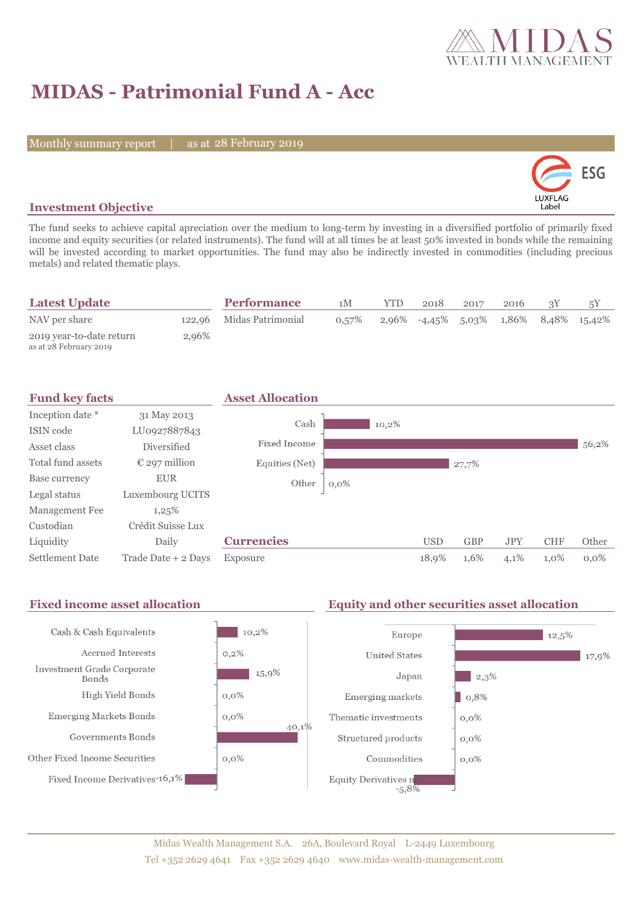# MIDAS - Patrimonial Fund A - Acc

Monthly summary report | as at 28 February 2019

ESG LUXFLAG Label

## Investment Objective

The fund seeks to achieve capital apreciation over the medium to long-term by investing in a diversified portfolio of primarily fixed income and equity securities (or related instruments). The fund will at all times be at least 50% invested in bonds while the remaining will be invested according to market opportunities. The fund may also be indirectly invested in commodities (including precious metals) and related thematic plays.

## Latest Update

| | |
|---|---|
| NAV per share | 122,96 |
| 2019 year-to-date return<br>as at 28 February 2019 | 2,96% |

## Performance

| | 1M | YTD | 2018 | 2017 | 2016 | 3Y | 5Y |
|---|---|---|---|---|---|---|---|
| Midas Patrimonial | 0,57% | 2,96% | -4,45% | 5,03% | 1,86% | 8,48% | 15,42% |

## Fund key facts

| | |
|---|---|
| Inception date * | 31 May 2013 |
| ISIN code | LU0927887843 |
| Asset class | Diversified |
| Total fund assets | € 297 million |
| Base currency | EUR |
| Legal status | Luxembourg UCITS |
| Management Fee | 1,25% |
| Custodian | Crédit Suisse Lux |
| Liquidity | Daily |
| Settlement Date | Trade Date + 2 Days |

## Asset Allocation

| | |
|---|---|
| Cash | 10,2% |
| Fixed Income | 56,2% |
| Equities (Net) | 27,7% |
| Other | 0,0% |

## Currencies

| | USD | GBP | JPY | CHF | Other |
|---|---|---|---|---|---|
| Exposure | 18,9% | 1,6% | 4,1% | 1,0% | 0,0% |

## Fixed income asset allocation

| | |
|---|---|
| Cash & Cash Equivalents | 10,2% |
| Accrued Interests | 0,2% |
| Investment Grade Corporate Bonds | 15,9% |
| High Yield Bonds | 0,0% |
| Emerging Markets Bonds | 0,0% |
| Governments Bonds | 40,1% |
| Other Fixed Income Securities | 0,0% |
| Fixed Income Derivatives | -16,1% |

## Equity and other securities asset allocation

| | |
|---|---|
| Europe | 12,5% |
| United States | 17,9% |
| Japan | 2,3% |
| Emerging markets | 0,8% |
| Thematic investments | 0,0% |
| Structured products | 0,0% |
| Commodities | 0,0% |
| Equity Derivatives net | -5,8% |

Midas Wealth Management S.A. 26A, Boulevard Royal L-2449 Luxembourg
Tel +352 2629 4641 Fax +352 2629 4640 www.midas-wealth-management.com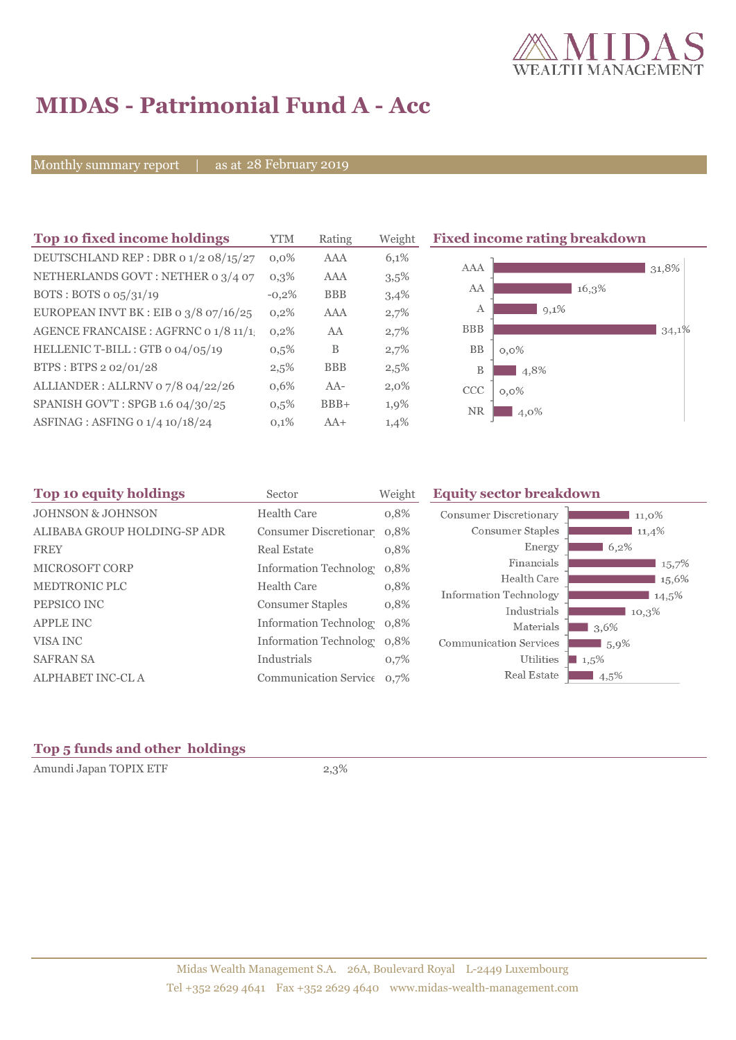# MIDAS - Patrimonial Fund A - Acc

Monthly summary report | as at 28 February 2019

## Top 10 fixed income holdings

| Top 10 fixed income holdings | YTM | Rating | Weight |
|---|---|---|---|
| DEUTSCHLAND REP : DBR 0 1/2 08/15/27 | 0,0% | AAA | 6,1% |
| NETHERLANDS GOVT : NETHER 0 3/4 07 | 0,3% | AAA | 3,5% |
| BOTS : BOTS 0 05/31/19 | -0,2% | BBB | 3,4% |
| EUROPEAN INVT BK : EIB 0 3/8 07/16/25 | 0,2% | AAA | 2,7% |
| AGENCE FRANCAISE : AGFRNC 0 1/8 11/1; | 0,2% | AA | 2,7% |
| HELLENIC T-BILL : GTB 0 04/05/19 | 0,5% | B | 2,7% |
| BTPS : BTPS 2 02/01/28 | 2,5% | BBB | 2,5% |
| ALLIANDER : ALLRNV 0 7/8 04/22/26 | 0,6% | AA- | 2,0% |
| SPANISH GOV'T : SPGB 1.6 04/30/25 | 0,5% | BBB+ | 1,9% |
| ASFINAG : ASFING 0 1/4 10/18/24 | 0,1% | AA+ | 1,4% |

## Fixed income rating breakdown

| Rating | Weight |
|---|---|
| AAA | 31,8% |
| AA | 16,3% |
| A | 9,1% |
| BBB | 34,1% |
| BB | 0,0% |
| B | 4,8% |
| CCC | 0,0% |
| NR | 4,0% |

## Top 10 equity holdings

| Top 10 equity holdings | Sector | Weight |
|---|---|---|
| JOHNSON & JOHNSON | Health Care | 0,8% |
| ALIBABA GROUP HOLDING-SP ADR | Consumer Discretionar | 0,8% |
| FREY | Real Estate | 0,8% |
| MICROSOFT CORP | Information Technolog | 0,8% |
| MEDTRONIC PLC | Health Care | 0,8% |
| PEPSICO INC | Consumer Staples | 0,8% |
| APPLE INC | Information Technolog | 0,8% |
| VISA INC | Information Technolog | 0,8% |
| SAFRAN SA | Industrials | 0,7% |
| ALPHABET INC-CL A | Communication Service | 0,7% |

## Equity sector breakdown

| Sector | Weight |
|---|---|
| Consumer Discretionary | 11,0% |
| Consumer Staples | 11,4% |
| Energy | 6,2% |
| Financials | 15,7% |
| Health Care | 15,6% |
| Information Technology | 14,5% |
| Industrials | 10,3% |
| Materials | 3,6% |
| Communication Services | 5,9% |
| Utilities | 1,5% |
| Real Estate | 4,5% |

## Top 5 funds and other holdings

| Holding | Weight |
|---|---|
| Amundi Japan TOPIX ETF | 2,3% |

Midas Wealth Management S.A. 26A, Boulevard Royal L-2449 Luxembourg
Tel +352 2629 4641 Fax +352 2629 4640 www.midas-wealth-management.com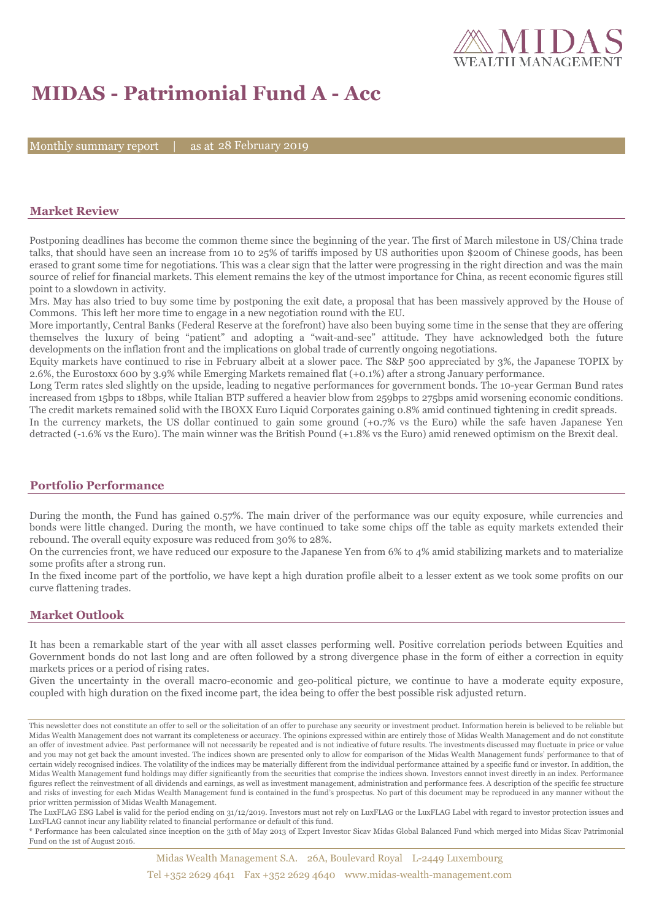# MIDAS - Patrimonial Fund A - Acc

Monthly summary report | as at 28 February 2019

## Market Review

Postponing deadlines has become the common theme since the beginning of the year. The first of March milestone in US/China trade talks, that should have seen an increase from 10 to 25% of tariffs imposed by US authorities upon $200m of Chinese goods, has been erased to grant some time for negotiations. This was a clear sign that the latter were progressing in the right direction and was the main source of relief for financial markets. This element remains the key of the utmost importance for China, as recent economic figures still point to a slowdown in activity.

Mrs. May has also tried to buy some time by postponing the exit date, a proposal that has been massively approved by the House of Commons. This left her more time to engage in a new negotiation round with the EU.

More importantly, Central Banks (Federal Reserve at the forefront) have also been buying some time in the sense that they are offering themselves the luxury of being "patient" and adopting a "wait-and-see" attitude. They have acknowledged both the future developments on the inflation front and the implications on global trade of currently ongoing negotiations.

Equity markets have continued to rise in February albeit at a slower pace. The S&P 500 appreciated by 3%, the Japanese TOPIX by 2.6%, the Eurostoxx 600 by 3.9% while Emerging Markets remained flat (+0.1%) after a strong January performance.

Long Term rates sled slightly on the upside, leading to negative performances for government bonds. The 10-year German Bund rates increased from 15bps to 18bps, while Italian BTP suffered a heavier blow from 259bps to 275bps amid worsening economic conditions. The credit markets remained solid with the IBOXX Euro Liquid Corporates gaining 0.8% amid continued tightening in credit spreads.

In the currency markets, the US dollar continued to gain some ground (+0.7% vs the Euro) while the safe haven Japanese Yen detracted (-1.6% vs the Euro). The main winner was the British Pound (+1.8% vs the Euro) amid renewed optimism on the Brexit deal.

## Portfolio Performance

During the month, the Fund has gained 0.57%. The main driver of the performance was our equity exposure, while currencies and bonds were little changed. During the month, we have continued to take some chips off the table as equity markets extended their rebound. The overall equity exposure was reduced from 30% to 28%.

On the currencies front, we have reduced our exposure to the Japanese Yen from 6% to 4% amid stabilizing markets and to materialize some profits after a strong run.

In the fixed income part of the portfolio, we have kept a high duration profile albeit to a lesser extent as we took some profits on our curve flattening trades.

## Market Outlook

It has been a remarkable start of the year with all asset classes performing well. Positive correlation periods between Equities and Government bonds do not last long and are often followed by a strong divergence phase in the form of either a correction in equity markets prices or a period of rising rates.

Given the uncertainty in the overall macro-economic and geo-political picture, we continue to have a moderate equity exposure, coupled with high duration on the fixed income part, the idea being to offer the best possible risk adjusted return.

This newsletter does not constitute an offer to sell or the solicitation of an offer to purchase any security or investment product. Information herein is believed to be reliable but Midas Wealth Management does not warrant its completeness or accuracy. The opinions expressed within are entirely those of Midas Wealth Management and do not constitute an offer of investment advice. Past performance will not necessarily be repeated and is not indicative of future results. The investments discussed may fluctuate in price or value and you may not get back the amount invested. The indices shown are presented only to allow for comparison of the Midas Wealth Management funds' performance to that of certain widely recognised indices. The volatility of the indices may be materially different from the individual performance attained by a specific fund or investor. In addition, the Midas Wealth Management fund holdings may differ significantly from the securities that comprise the indices shown. Investors cannot invest directly in an index. Performance figures reflect the reinvestment of all dividends and earnings, as well as investment management, administration and performance fees. A description of the specific fee structure and risks of investing for each Midas Wealth Management fund is contained in the fund's prospectus. No part of this document may be reproduced in any manner without the prior written permission of Midas Wealth Management.

The LuxFLAG ESG Label is valid for the period ending on 31/12/2019. Investors must not rely on LuxFLAG or the LuxFLAG Label with regard to investor protection issues and LuxFLAG cannot incur any liability related to financial performance or default of this fund.

* Performance has been calculated since inception on the 31th of May 2013 of Expert Investor Sicav Midas Global Balanced Fund which merged into Midas Sicav Patrimonial Fund on the 1st of August 2016.

Midas Wealth Management S.A. 26A, Boulevard Royal L-2449 Luxembourg

Tel +352 2629 4641 Fax +352 2629 4640 www.midas-wealth-management.com